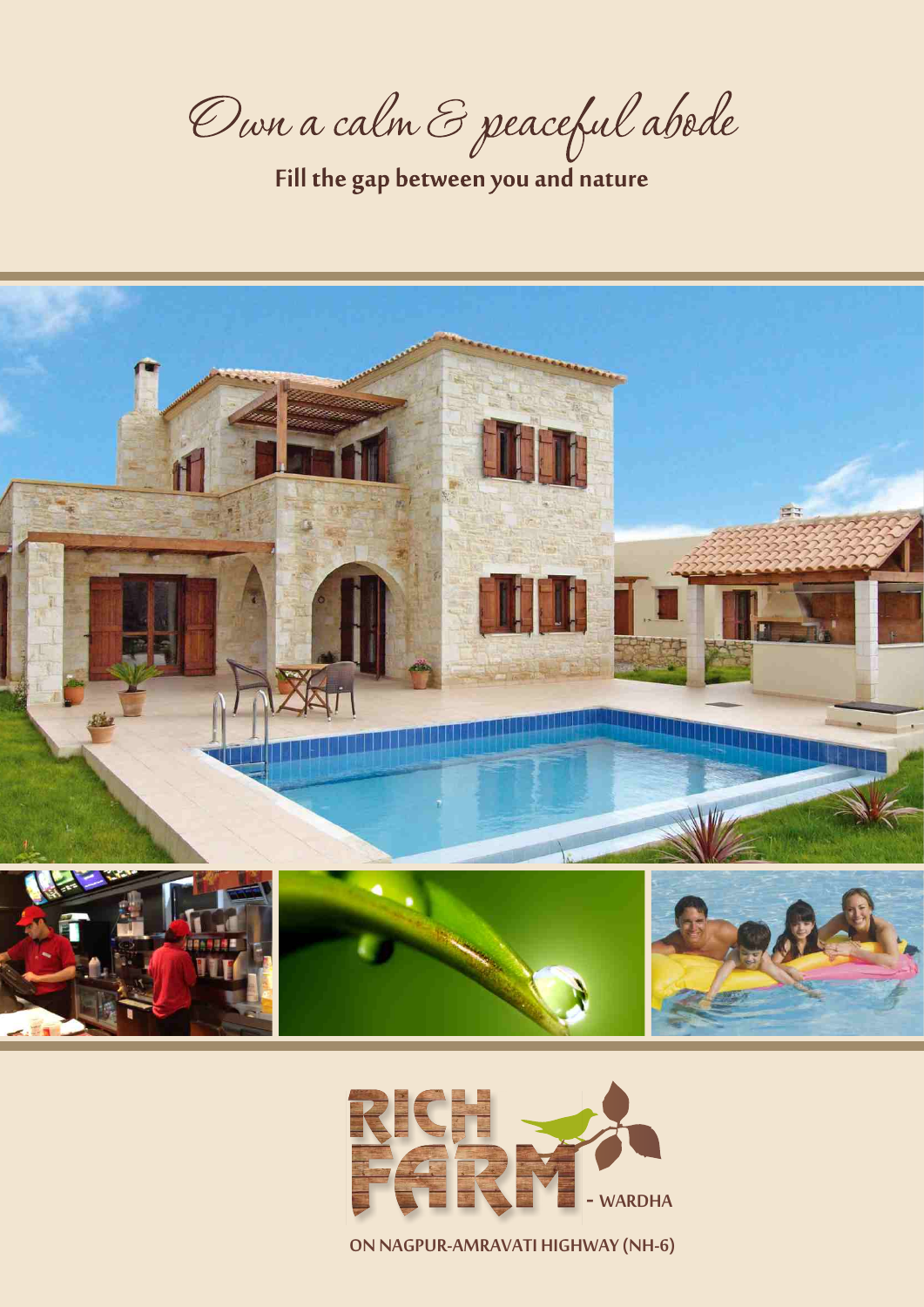# Own a calm & peaceful abode

**Fill the gap between you and nature**

RICH FARM - WARDHA

ON NAGPUR-AMRAVATI HIGHWAY (NH-6)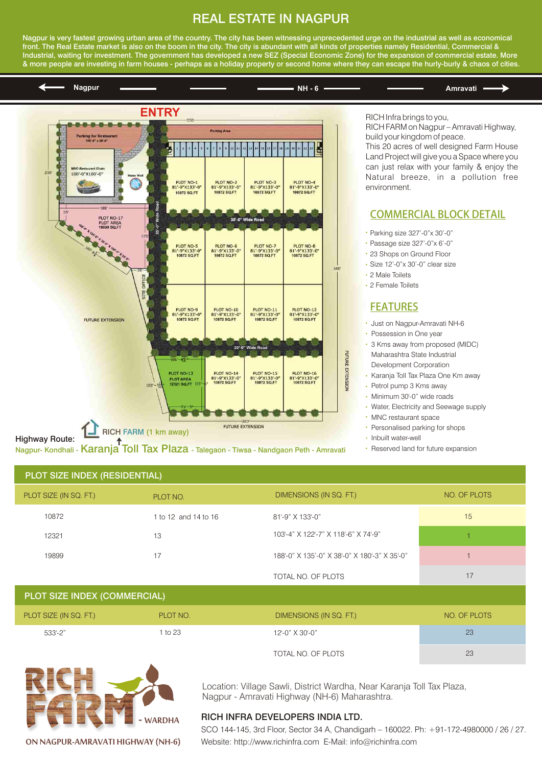# REAL ESTATE IN NAGPUR

Nagpur is very fastest growing urban area of the country. The city has been witnessing unprecedented urge on the industrial as well as economical front. The Real Estate market is also on the boom in the city. The city is abundant with all kinds of properties namely Residential, Commercial & Industrial, waiting for investment. The government has developed a new SEZ (Special Economic Zone) for the expansion of commercial estate. More & more people are investing in farm houses - perhaps as a holiday property or second home where they can escape the hurly-burly & chaos of cities.

← Nagpur — NH - 6 — Amravati →

ENTRY

Parking Area

Parking for Restaurant 100'-0" x 50'-0"

MNC-Restaurant Chain 100'-0"X100'-0"

Water Well

PLOT NO-1 81'-9"X133'-0" 10872 SQ.FT

PLOT NO-2 81'-9"X133'-0" 10872 SQ.FT

PLOT NO-3 81'-9"X133'-0" 10872 SQ.FT

PLOT NO-4 81'-9"X133'-0" 10872 SQ.FT

30'-0" Wide Road

35'-0" Wide Road

PLOT NO-17 PLOT AREA 19899 SQ.FT

PLOT NO-5 81'-9"X133'-0" 10872 SQ.FT

PLOT NO-6 81'-9"X133'-0" 10872 SQ.FT

PLOT NO-7 81'-9"X133'-0" 10872 SQ.FT

PLOT NO-8 81'-9"X133'-0" 10872 SQ.FT

SITE OFFICE

PLOT NO-9 81'-9"X133'-0" 10872 SQ.FT

PLOT NO-10 81'-9"X133'-0" 10872 SQ.FT

PLOT NO-11 81'-9"X133'-0" 10872 SQ.FT

PLOT NO-12 81'-9"X133'-0" 10872 SQ.FT

FUTURE EXTENSION

30'-0" Wide Road

PLOT NO-13 PLOT AREA 12321 SQ.FT

PLOT NO-14 81'-9"X133'-0" 10872 SQ.FT

PLOT NO-15 81'-9"X133'-0" 10872 SQ.FT

PLOT NO-16 81'-9"X133'-0" 10872 SQ.FT

FUTURE EXTENSION

FUTURE EXTENSION

RICH FARM (1 km away)

Highway Route:
Nagpur- Kondhali - Karanja Toll Tax Plaza - Talegaon - Tiwsa - Nandgaon Peth - Amravati

RICH Infra brings to you,
RICH FARM on Nagpur – Amravati Highway, build your kingdom of peace.
This 20 acres of well designed Farm House Land Project will give you a Space where you can just relax with your family & enjoy the Natural breeze, in a pollution free environment.

## COMMERCIAL BLOCK DETAIL

- Parking size 327'-0"x 30'-0"
- Passage size 327'-0"x 6'-0"
- 23 Shops on Ground Floor
- Size 12'-0"x 30'-0" clear size
- 2 Male Toilets
- 2 Female Toilets

## FEATURES

- Just on Nagpur-Amravati NH-6
- Possession in One year
- 3 Kms away from proposed (MIDC) Maharashtra State Industrial Development Corporation
- Karanja Toll Tax Plaza One Km away
- Petrol pump 3 Kms away
- Minimum 30'-0" wide roads
- Water, Electricity and Seewage supply
- MNC restaurant space
- Personalised parking for shops
- Inbuilt water-well
- Reserved land for future expansion

## PLOT SIZE INDEX (RESIDENTIAL)

| PLOT SIZE (IN SQ. FT.) | PLOT NO. | DIMENSIONS (IN SQ. FT.) | NO. OF PLOTS |
|---|---|---|---|
| 10872 | 1 to 12 and 14 to 16 | 81'-9" X 133'-0" | 15 |
| 12321 | 13 | 103'-4" X 122'-7" X 118'-6" X 74'-9" | 1 |
| 19899 | 17 | 188'-0" X 135'-0" X 38'-0" X 180'-3" X 35'-0" | 1 |
| | | TOTAL NO. OF PLOTS | 17 |

## PLOT SIZE INDEX (COMMERCIAL)

| PLOT SIZE (IN SQ. FT.) | PLOT NO. | DIMENSIONS (IN SQ. FT.) | NO. OF PLOTS |
|---|---|---|---|
| 533'-2" | 1 to 23 | 12'-0" X 30'-0" | 23 |
| | | TOTAL NO. OF PLOTS | 23 |

RICH FARM - WARDHA

ON NAGPUR-AMRAVATI HIGHWAY (NH-6)

Location: Village Sawli, District Wardha, Near Karanja Toll Tax Plaza, Nagpur - Amravati Highway (NH-6) Maharashtra.

**RICH INFRA DEVELOPERS INDIA LTD.**

SCO 144-145, 3rd Floor, Sector 34 A, Chandigarh – 160022. Ph: +91-172-4980000 / 26 / 27.
Website: http://www.richinfra.com E-Mail: info@richinfra.com